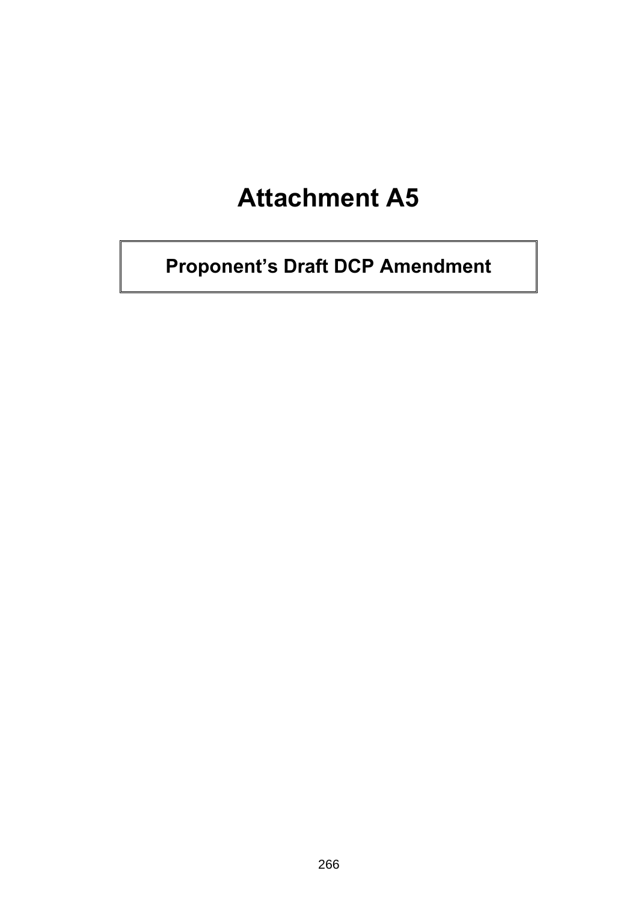# Attachment A5

## Proponent's Draft DCP Amendment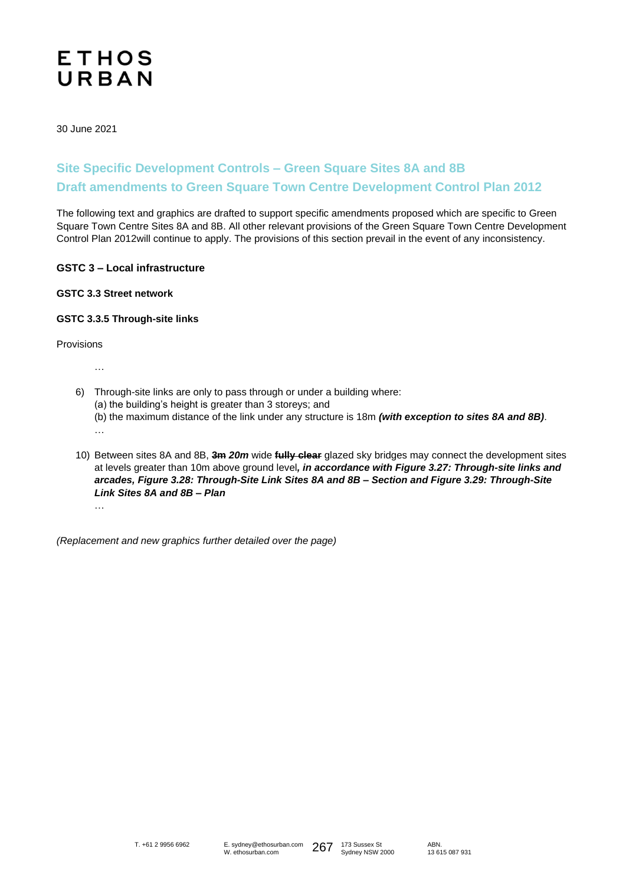**ETHOS URBAN**

30 June 2021

## Site Specific Development Controls – Green Square Sites 8A and 8B
## Draft amendments to Green Square Town Centre Development Control Plan 2012

The following text and graphics are drafted to support specific amendments proposed which are specific to Green Square Town Centre Sites 8A and 8B. All other relevant provisions of the Green Square Town Centre Development Control Plan 2012will continue to apply. The provisions of this section prevail in the event of any inconsistency.

**GSTC 3 – Local infrastructure**

**GSTC 3.3 Street network**

**GSTC 3.3.5 Through-site links**

Provisions

…

6) Through-site links are only to pass through or under a building where:
   (a) the building's height is greater than 3 storeys; and
   (b) the maximum distance of the link under any structure is 18m ***(with exception to sites 8A and 8B)***.
   …

10) Between sites 8A and 8B, ~~**3m**~~ ***20m*** wide ~~**fully clear**~~ glazed sky bridges may connect the development sites at levels greater than 10m above ground level***, in accordance with Figure 3.27: Through-site links and arcades, Figure 3.28: Through-Site Link Sites 8A and 8B – Section and Figure 3.29: Through-Site Link Sites 8A and 8B – Plan***
    …

*(Replacement and new graphics further detailed over the page)*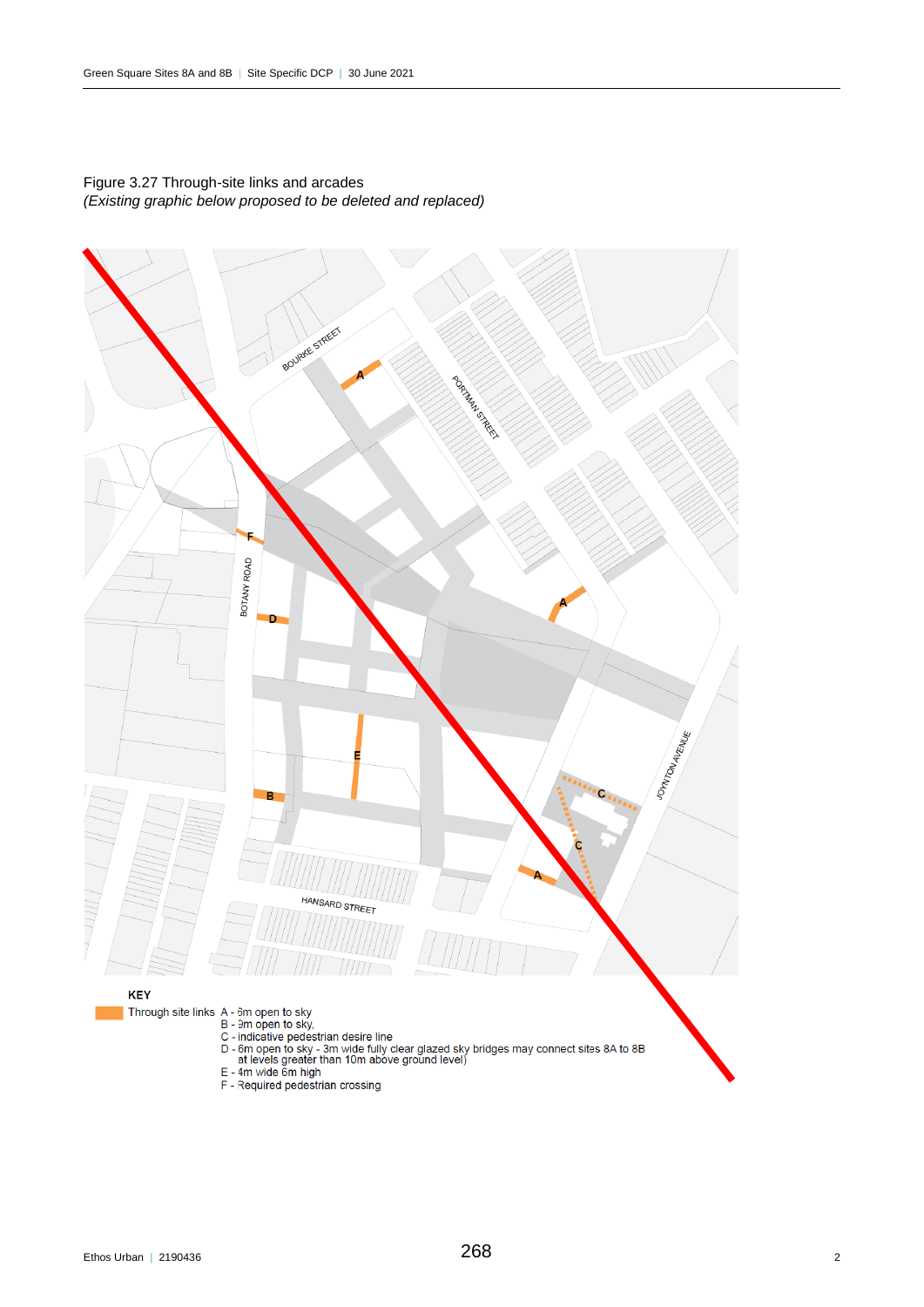Figure 3.27 Through-site links and arcades
*(Existing graphic below proposed to be deleted and replaced)*

BOURKE STREET

PORTMAN STREET

BOTANY ROAD

JOYNTON AVENUE

HANSARD STREET

**KEY**

Through site links
A - 6m open to sky
B - 9m open to sky,
C - indicative pedestrian desire line
D - 6m open to sky - 3m wide fully clear glazed sky bridges may connect sites 8A to 8B at levels greater than 10m above ground level)
E - 4m wide 6m high
F - Required pedestrian crossing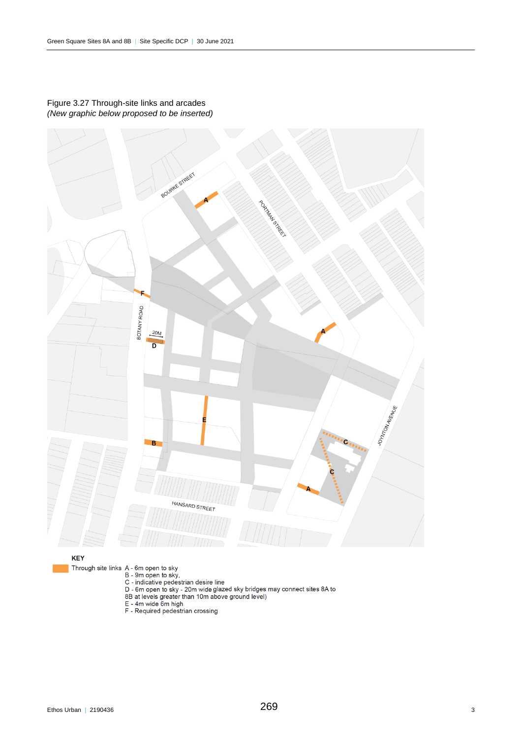Figure 3.27 Through-site links and arcades
*(New graphic below proposed to be inserted)*

**KEY**

Through site links
A - 6m open to sky
B - 9m open to sky,
C - indicative pedestrian desire line
D - 6m open to sky - 20m wide glazed sky bridges may connect sites 8A to 8B at levels greater than 10m above ground level)
E - 4m wide 6m high
F - Required pedestrian crossing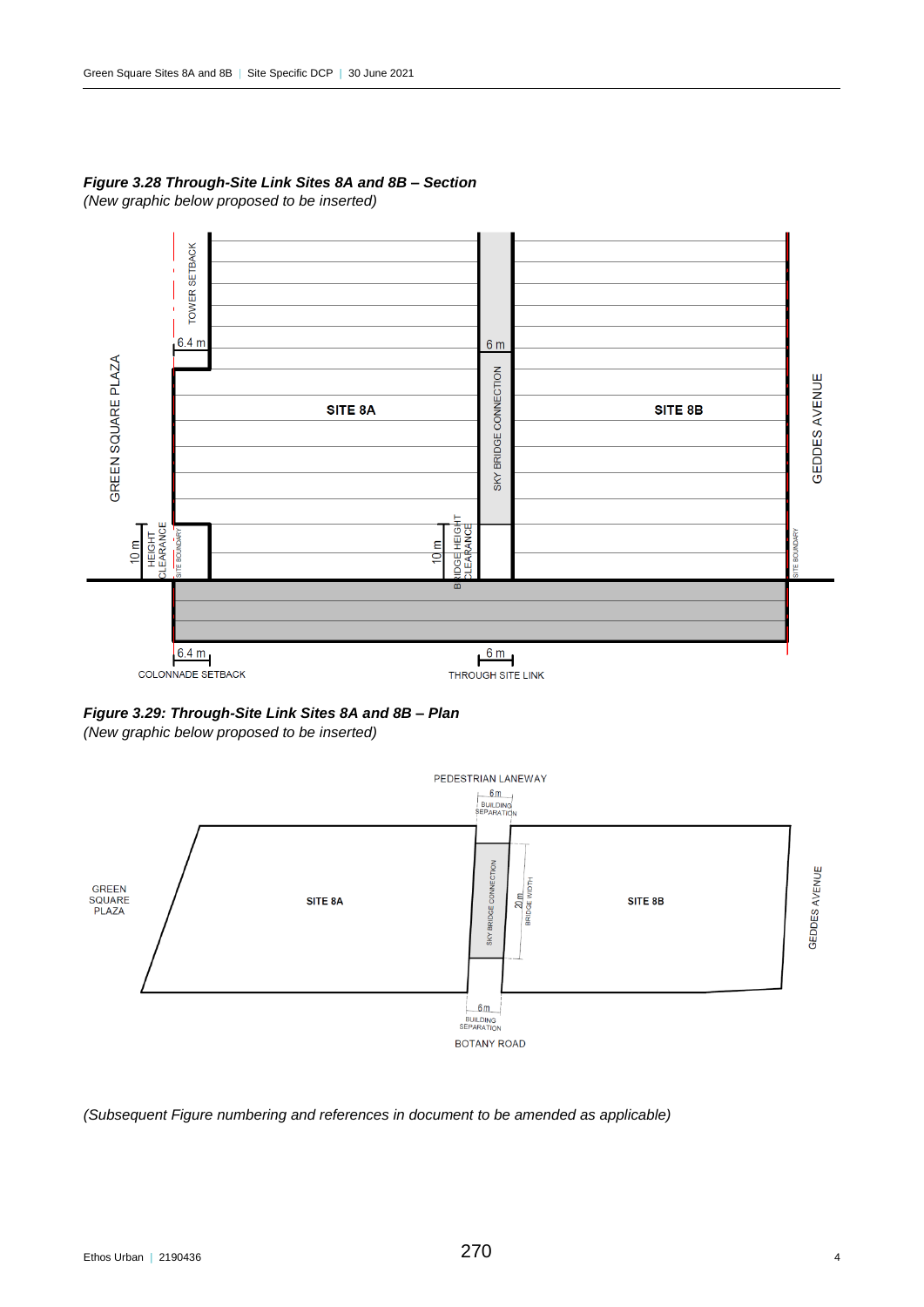***Figure 3.28 Through-Site Link Sites 8A and 8B – Section***
*(New graphic below proposed to be inserted)*

GREEN SQUARE PLAZA
TOWER SETBACK
6.4 m
6 m
SITE 8A
SKY BRIDGE CONNECTION
SITE 8B
GEDDES AVENUE
10 m
HEIGHT CLEARANCE
SITE BOUNDARY
10 m
BRIDGE HEIGHT CLEARANCE
SITE BOUNDARY
6.4 m
COLONNADE SETBACK
6 m
THROUGH SITE LINK

***Figure 3.29: Through-Site Link Sites 8A and 8B – Plan***
*(New graphic below proposed to be inserted)*

PEDESTRIAN LANEWAY
6 m
BUILDING SEPARATION
GREEN SQUARE PLAZA
SITE 8A
SKY BRIDGE CONNECTION
20 m
BRIDGE WIDTH
SITE 8B
GEDDES AVENUE
6 m
BUILDING SEPARATION
BOTANY ROAD

*(Subsequent Figure numbering and references in document to be amended as applicable)*